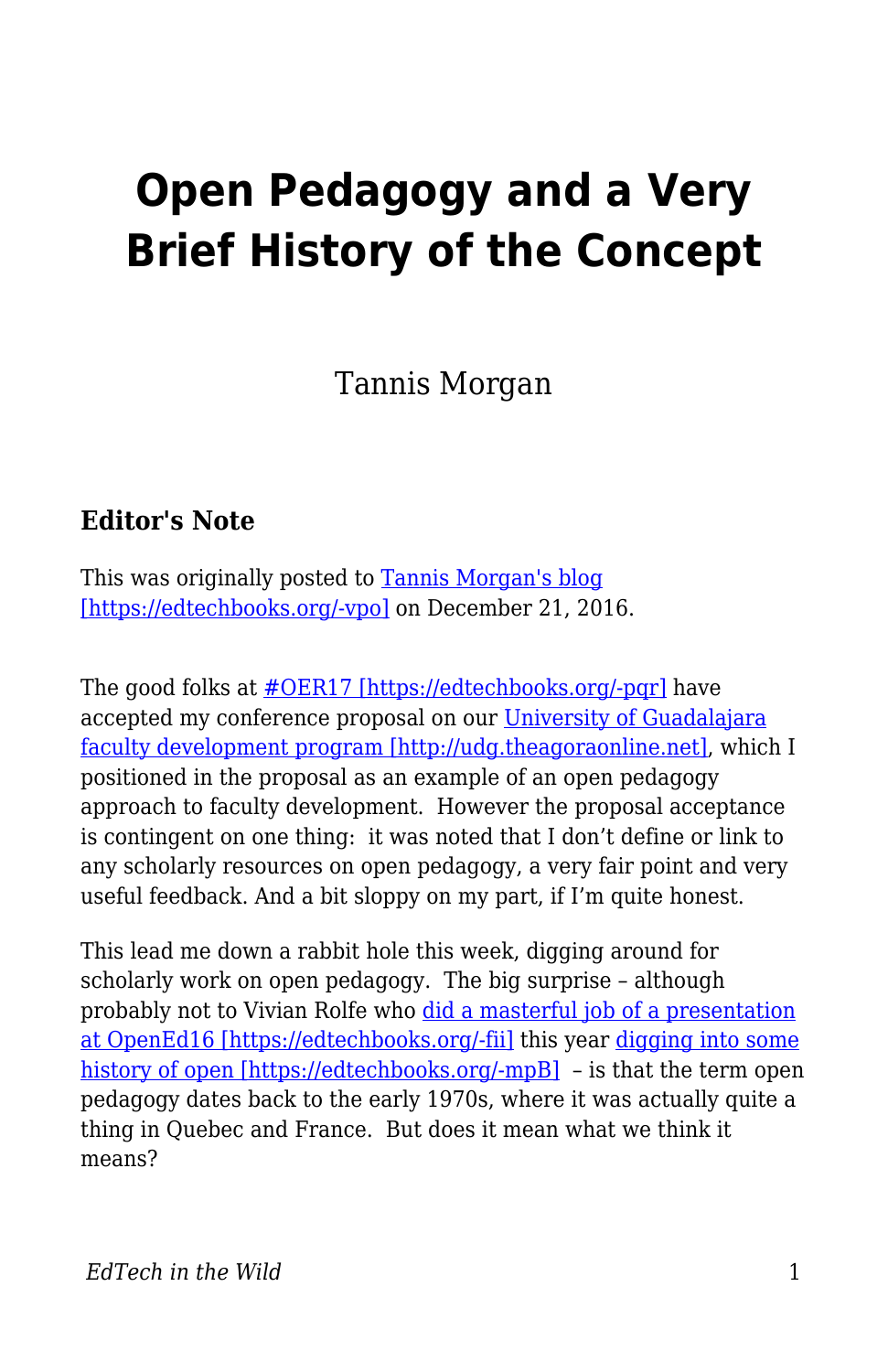# Open Pedagogy and a Very Brief History of the Concept

Tannis Morgan

### Editor's Note

This was originally posted to Tannis Morgan's blog [https://edtechbooks.org/-vpo] on December 21, 2016.

The good folks at #OER17 [https://edtechbooks.org/-pqr] have accepted my conference proposal on our University of Guadalajara faculty development program [http://udg.theagoraonline.net], which I positioned in the proposal as an example of an open pedagogy approach to faculty development. However the proposal acceptance is contingent on one thing: it was noted that I don't define or link to any scholarly resources on open pedagogy, a very fair point and very useful feedback. And a bit sloppy on my part, if I'm quite honest.

This lead me down a rabbit hole this week, digging around for scholarly work on open pedagogy. The big surprise – although probably not to Vivian Rolfe who did a masterful job of a presentation at OpenEd16 [https://edtechbooks.org/-fii] this year digging into some history of open [https://edtechbooks.org/-mpB] – is that the term open pedagogy dates back to the early 1970s, where it was actually quite a thing in Quebec and France. But does it mean what we think it means?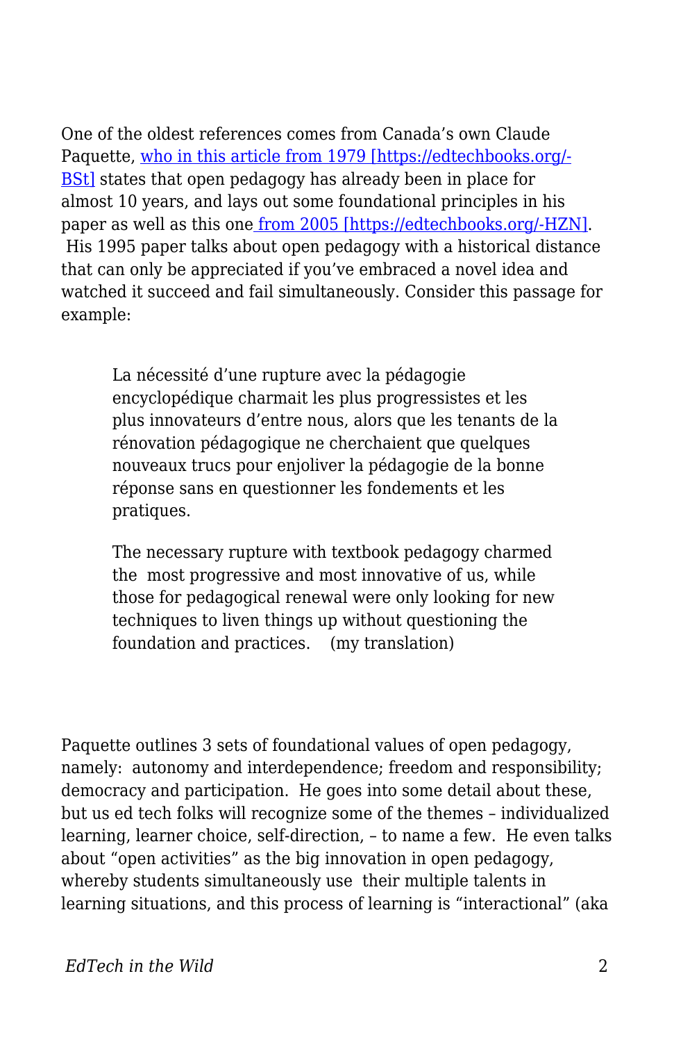One of the oldest references comes from Canada's own Claude Paquette, [who in this article from 1979 [https://edtechbooks.org/-BSt]](https://edtechbooks.org/-BSt) states that open pedagogy has already been in place for almost 10 years, and lays out some foundational principles in his paper as well as this one [from 2005 [https://edtechbooks.org/-HZN]](https://edtechbooks.org/-HZN). His 1995 paper talks about open pedagogy with a historical distance that can only be appreciated if you've embraced a novel idea and watched it succeed and fail simultaneously. Consider this passage for example:

> La nécessité d'une rupture avec la pédagogie encyclopédique charmait les plus progressistes et les plus innovateurs d'entre nous, alors que les tenants de la rénovation pédagogique ne cherchaient que quelques nouveaux trucs pour enjoliver la pédagogie de la bonne réponse sans en questionner les fondements et les pratiques.
>
> The necessary rupture with textbook pedagogy charmed the most progressive and most innovative of us, while those for pedagogical renewal were only looking for new techniques to liven things up without questioning the foundation and practices. (my translation)

Paquette outlines 3 sets of foundational values of open pedagogy, namely: autonomy and interdependence; freedom and responsibility; democracy and participation. He goes into some detail about these, but us ed tech folks will recognize some of the themes – individualized learning, learner choice, self-direction, – to name a few. He even talks about "open activities" as the big innovation in open pedagogy, whereby students simultaneously use their multiple talents in learning situations, and this process of learning is "interactional" (aka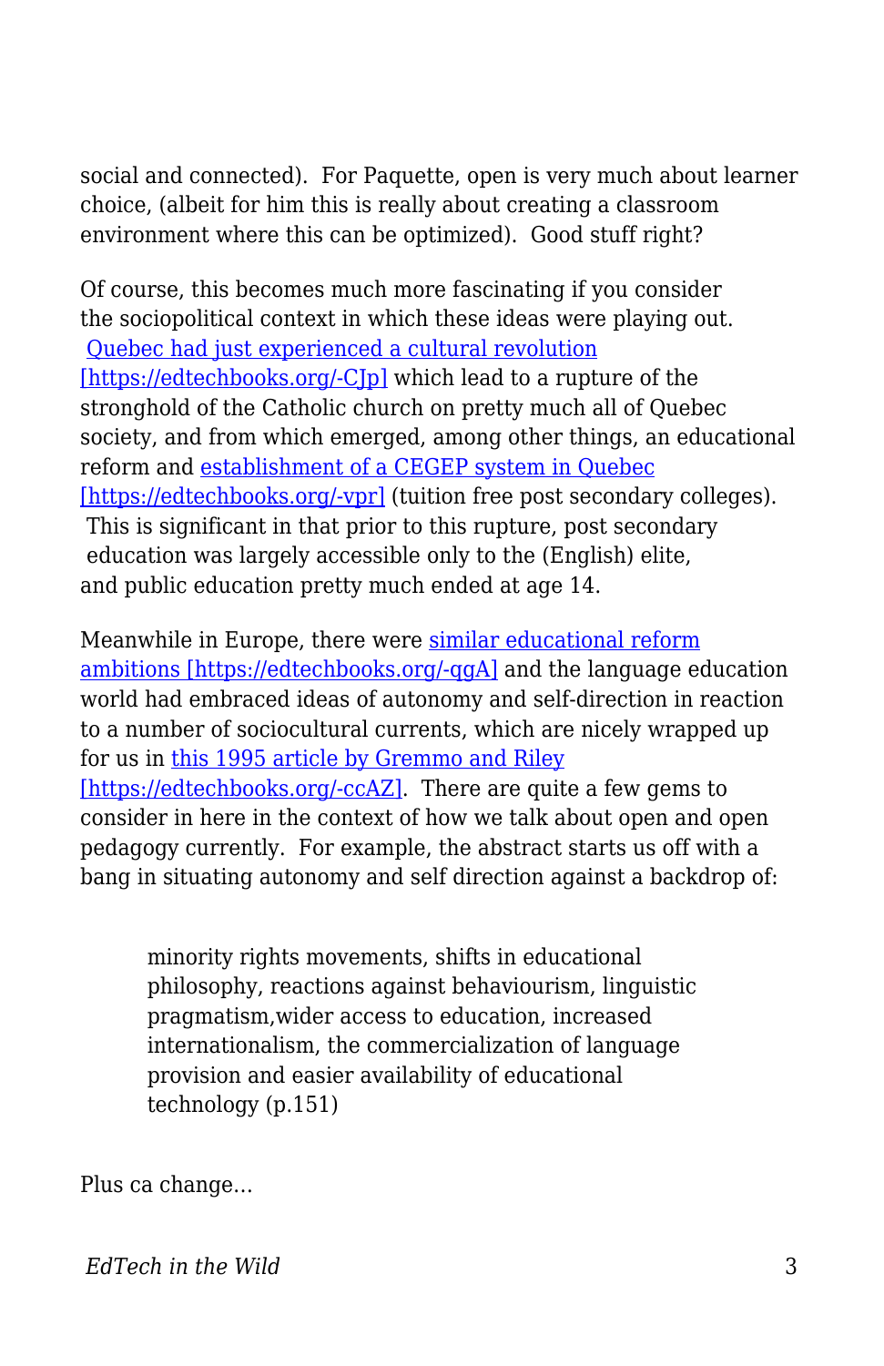social and connected). For Paquette, open is very much about learner choice, (albeit for him this is really about creating a classroom environment where this can be optimized). Good stuff right?

Of course, this becomes much more fascinating if you consider the sociopolitical context in which these ideas were playing out. [Quebec had just experienced a cultural revolution [https://edtechbooks.org/-CJp]](https://edtechbooks.org/-CJp) which lead to a rupture of the stronghold of the Catholic church on pretty much all of Quebec society, and from which emerged, among other things, an educational reform and [establishment of a CEGEP system in Quebec [https://edtechbooks.org/-vpr]](https://edtechbooks.org/-vpr) (tuition free post secondary colleges). This is significant in that prior to this rupture, post secondary education was largely accessible only to the (English) elite, and public education pretty much ended at age 14.

Meanwhile in Europe, there were [similar educational reform ambitions [https://edtechbooks.org/-qgA]](https://edtechbooks.org/-qgA) and the language education world had embraced ideas of autonomy and self-direction in reaction to a number of sociocultural currents, which are nicely wrapped up for us in [this 1995 article by Gremmo and Riley [https://edtechbooks.org/-ccAZ]](https://edtechbooks.org/-ccAZ). There are quite a few gems to consider in here in the context of how we talk about open and open pedagogy currently. For example, the abstract starts us off with a bang in situating autonomy and self direction against a backdrop of:

> minority rights movements, shifts in educational philosophy, reactions against behaviourism, linguistic pragmatism,wider access to education, increased internationalism, the commercialization of language provision and easier availability of educational technology (p.151)

Plus ca change…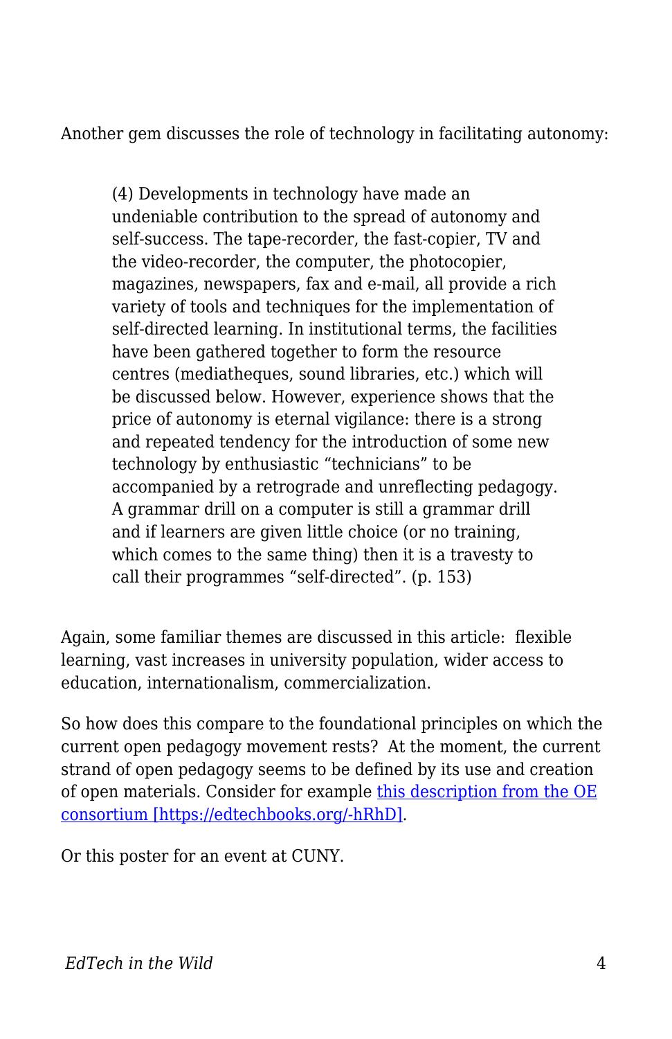Another gem discusses the role of technology in facilitating autonomy:

> (4) Developments in technology have made an undeniable contribution to the spread of autonomy and self-success. The tape-recorder, the fast-copier, TV and the video-recorder, the computer, the photocopier, magazines, newspapers, fax and e-mail, all provide a rich variety of tools and techniques for the implementation of self-directed learning. In institutional terms, the facilities have been gathered together to form the resource centres (mediatheques, sound libraries, etc.) which will be discussed below. However, experience shows that the price of autonomy is eternal vigilance: there is a strong and repeated tendency for the introduction of some new technology by enthusiastic "technicians" to be accompanied by a retrograde and unreflecting pedagogy. A grammar drill on a computer is still a grammar drill and if learners are given little choice (or no training, which comes to the same thing) then it is a travesty to call their programmes "self-directed". (p. 153)

Again, some familiar themes are discussed in this article: flexible learning, vast increases in university population, wider access to education, internationalism, commercialization.

So how does this compare to the foundational principles on which the current open pedagogy movement rests? At the moment, the current strand of open pedagogy seems to be defined by its use and creation of open materials. Consider for example [this description from the OE consortium [https://edtechbooks.org/-hRhD]](https://edtechbooks.org/-hRhD).

Or this poster for an event at CUNY.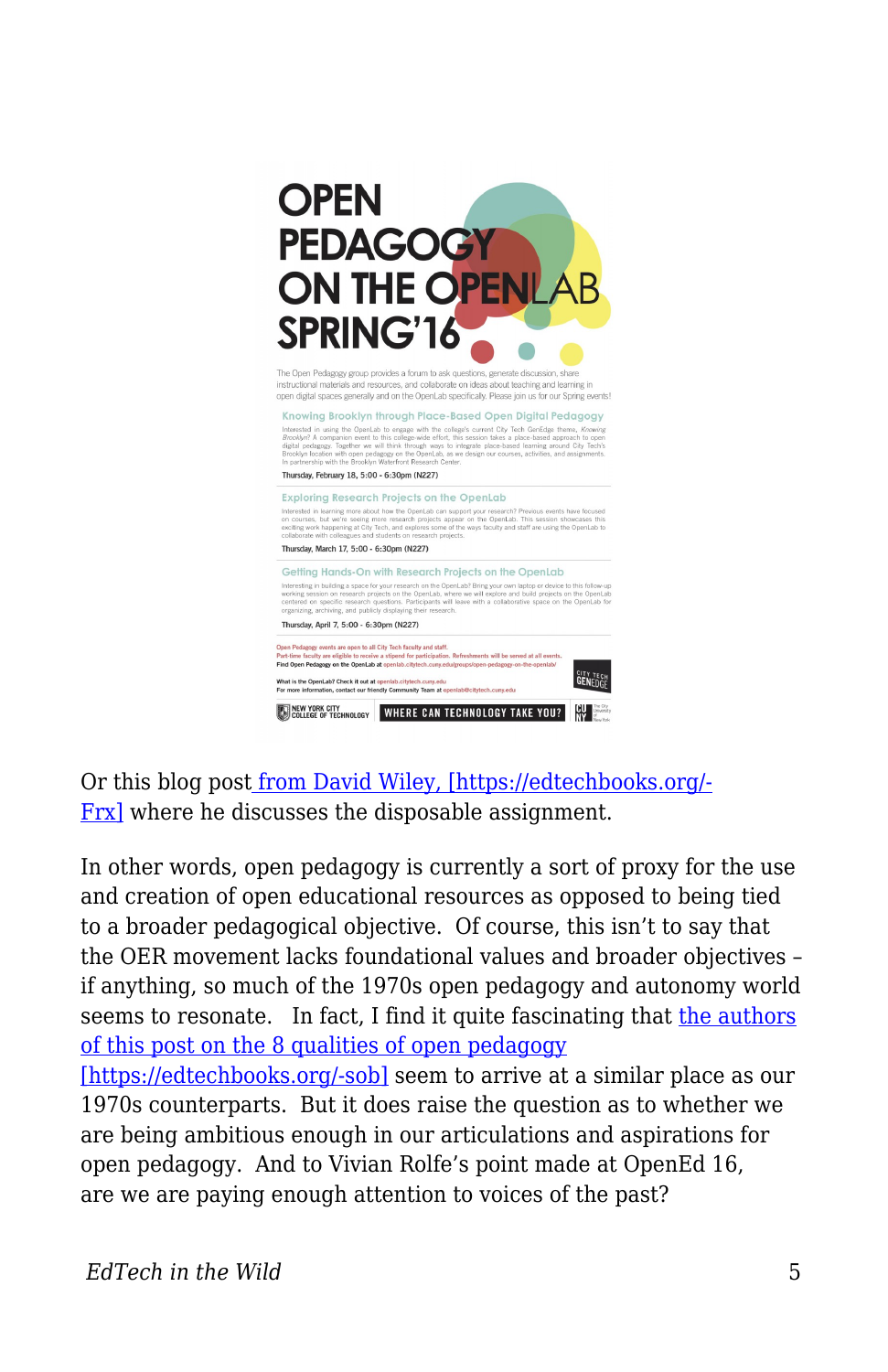# OPEN PEDAGOGY ON THE OPENLAB SPRING'16

The Open Pedagogy group provides a forum to ask questions, generate discussion, share instructional materials and resources, and collaborate on ideas about teaching and learning in open digital spaces generally and on the OpenLab specifically. Please join us for our Spring events!

**Knowing Brooklyn through Place-Based Open Digital Pedagogy**

Interested in using the OpenLab to engage with the college's current City Tech GenEdge theme, *Knowing Brooklyn*? A companion event to this college-wide effort, this session takes a place-based approach to open digital pedagogy. Together we will think through ways to integrate place-based learning around City Tech's Brooklyn location with open pedagogy on the OpenLab, as we design our courses, activities, and assignments. In partnership with the Brooklyn Waterfront Research Center.

Thursday, February 18, 5:00 - 6:30pm (N227)

**Exploring Research Projects on the OpenLab**

Interested in learning more about how the OpenLab can support your research? Previous events have focused on courses, but we're seeing more research projects appear on the OpenLab. This session showcases this exciting work happening at City Tech, and explores some of the ways faculty and staff are using the OpenLab to collaborate with colleagues and students on research projects.

Thursday, March 17, 5:00 - 6:30pm (N227)

**Getting Hands-On with Research Projects on the OpenLab**

Interesting in building a space for your research on the OpenLab? Bring your own laptop or device to this follow-up working session on research projects on the OpenLab, where we will explore and build projects on the OpenLab centered on specific research questions. Participants will leave with a collaborative space on the OpenLab for organizing, archiving, and publicly displaying their research.

Thursday, April 7, 5:00 - 6:30pm (N227)

Open Pedagogy events are open to all City Tech faculty and staff.
Part-time faculty are eligible to receive a stipend for participation. Refreshments will be served at all events.
Find Open Pedagogy on the OpenLab at openlab.citytech.cuny.edu/groups/open-pedagogy-on-the-openlab/

What is the OpenLab? Check it out at openlab.citytech.cuny.edu
For more information, contact our friendly Community Team at openlab@citytech.cuny.edu

NEW YORK CITY COLLEGE OF TECHNOLOGY — WHERE CAN TECHNOLOGY TAKE YOU? — CITY TECH GENEDGE — CUNY

Or this blog post from David Wiley, [https://edtechbooks.org/-Frx] where he discusses the disposable assignment.

In other words, open pedagogy is currently a sort of proxy for the use and creation of open educational resources as opposed to being tied to a broader pedagogical objective. Of course, this isn't to say that the OER movement lacks foundational values and broader objectives – if anything, so much of the 1970s open pedagogy and autonomy world seems to resonate. In fact, I find it quite fascinating that the authors of this post on the 8 qualities of open pedagogy [https://edtechbooks.org/-sob] seem to arrive at a similar place as our 1970s counterparts. But it does raise the question as to whether we are being ambitious enough in our articulations and aspirations for open pedagogy. And to Vivian Rolfe's point made at OpenEd 16, are we are paying enough attention to voices of the past?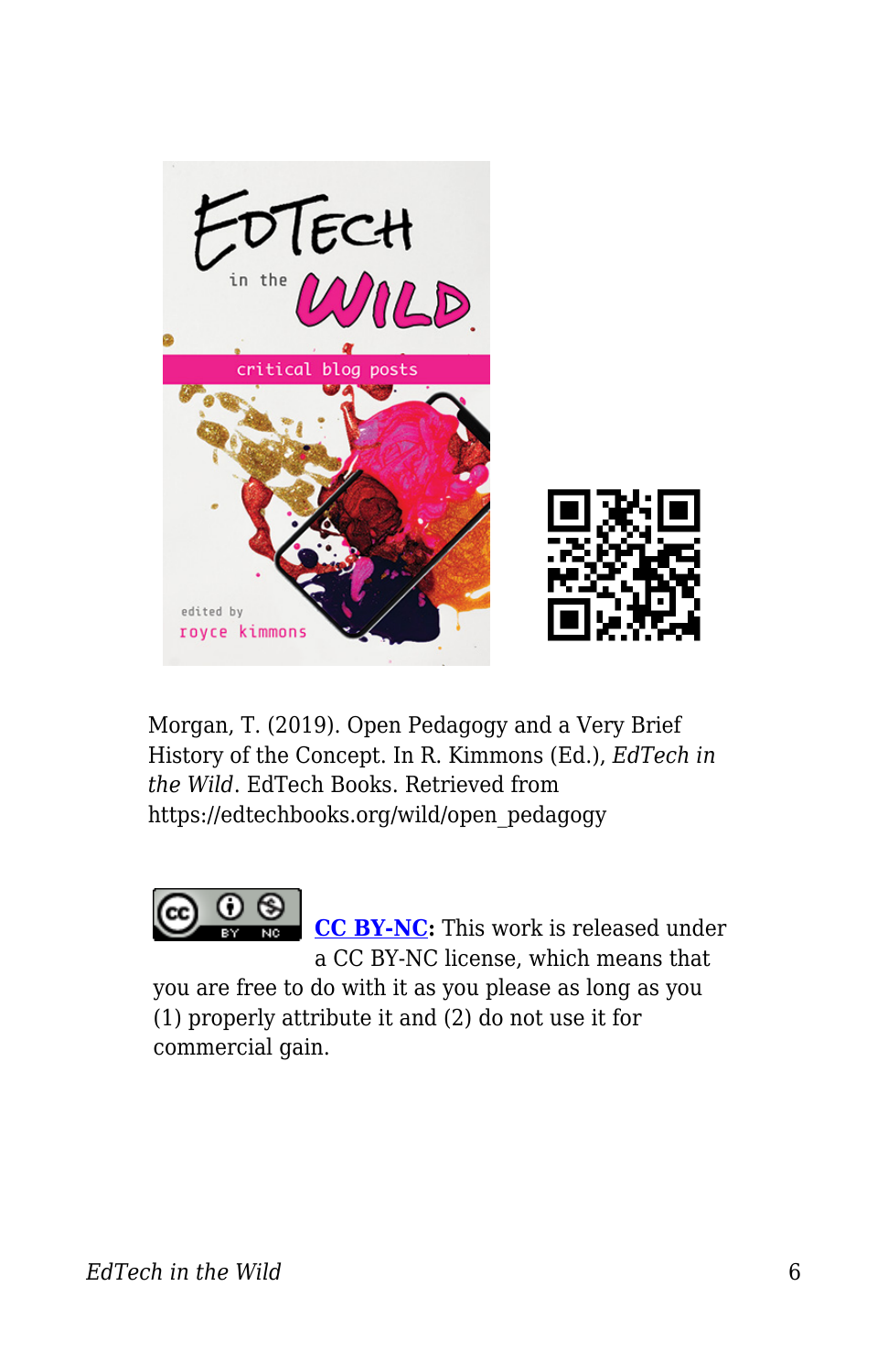Morgan, T. (2019). Open Pedagogy and a Very Brief History of the Concept. In R. Kimmons (Ed.), *EdTech in the Wild*. EdTech Books. Retrieved from https://edtechbooks.org/wild/open_pedagogy

**CC BY-NC:** This work is released under a CC BY-NC license, which means that you are free to do with it as you please as long as you (1) properly attribute it and (2) do not use it for commercial gain.